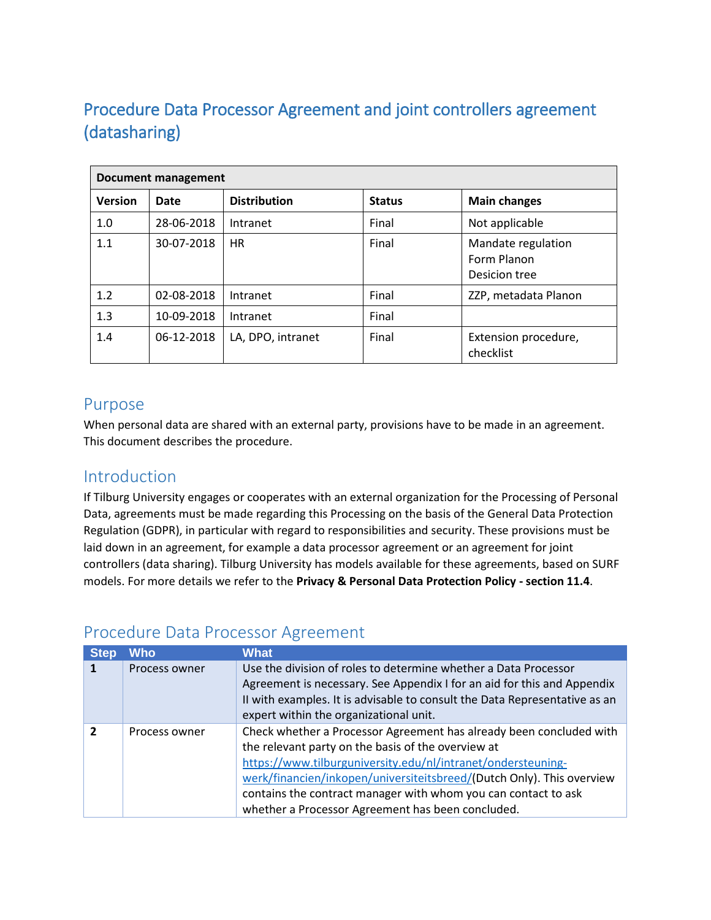# Procedure Data Processor Agreement and joint controllers agreement (datasharing)

| Document management | | | | |
|---|---|---|---|---|
| **Version** | **Date** | **Distribution** | **Status** | **Main changes** |
| 1.0 | 28-06-2018 | Intranet | Final | Not applicable |
| 1.1 | 30-07-2018 | HR | Final | Mandate regulation<br>Form Planon<br>Desicion tree |
| 1.2 | 02-08-2018 | Intranet | Final | ZZP, metadata Planon |
| 1.3 | 10-09-2018 | Intranet | Final | |
| 1.4 | 06-12-2018 | LA, DPO, intranet | Final | Extension procedure, checklist |

## Purpose

When personal data are shared with an external party, provisions have to be made in an agreement. This document describes the procedure.

## Introduction

If Tilburg University engages or cooperates with an external organization for the Processing of Personal Data, agreements must be made regarding this Processing on the basis of the General Data Protection Regulation (GDPR), in particular with regard to responsibilities and security. These provisions must be laid down in an agreement, for example a data processor agreement or an agreement for joint controllers (data sharing). Tilburg University has models available for these agreements, based on SURF models. For more details we refer to the **Privacy & Personal Data Protection Policy - section 11.4**.

## Procedure Data Processor Agreement

| Step | Who | What |
|---|---|---|
| **1** | Process owner | Use the division of roles to determine whether a Data Processor Agreement is necessary. See Appendix I for an aid for this and Appendix II with examples. It is advisable to consult the Data Representative as an expert within the organizational unit. |
| **2** | Process owner | Check whether a Processor Agreement has already been concluded with the relevant party on the basis of the overview at https://www.tilburguniversity.edu/nl/intranet/ondersteuning-werk/financien/inkopen/universiteitsbreed/(Dutch Only). This overview contains the contract manager with whom you can contact to ask whether a Processor Agreement has been concluded. |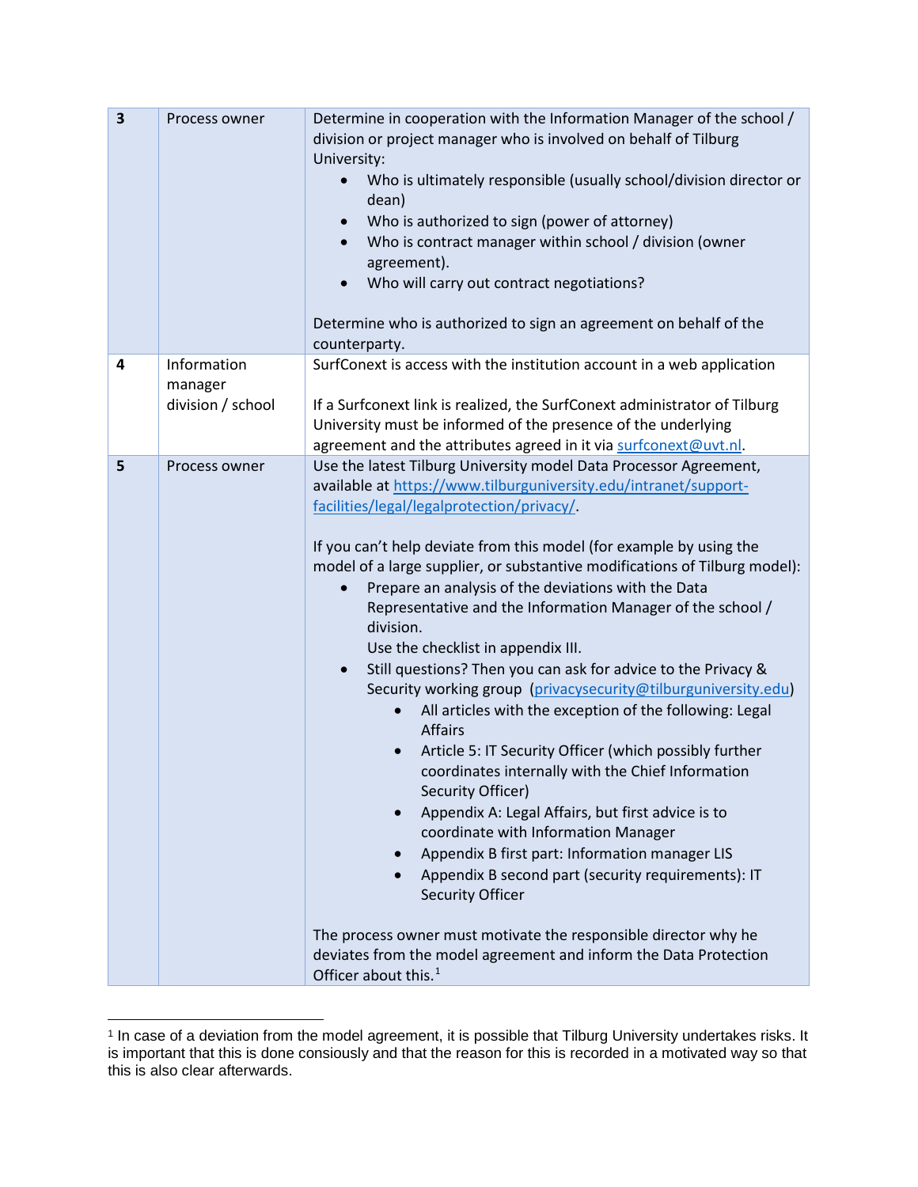| 3 | Process owner | Determine in cooperation with the Information Manager of the school / division or project manager who is involved on behalf of Tilburg University:<br>• Who is ultimately responsible (usually school/division director or dean)<br>• Who is authorized to sign (power of attorney)<br>• Who is contract manager within school / division (owner agreement).<br>• Who will carry out contract negotiations?<br><br>Determine who is authorized to sign an agreement on behalf of the counterparty. |
|---|---|---|
| 4 | Information manager division / school | SurfConext is access with the institution account in a web application<br><br>If a Surfconext link is realized, the SurfConext administrator of Tilburg University must be informed of the presence of the underlying agreement and the attributes agreed in it via surfconext@uvt.nl. |
| 5 | Process owner | Use the latest Tilburg University model Data Processor Agreement, available at https://www.tilburguniversity.edu/intranet/support-facilities/legal/legalprotection/privacy/.<br><br>If you can't help deviate from this model (for example by using the model of a large supplier, or substantive modifications of Tilburg model):<br>• Prepare an analysis of the deviations with the Data Representative and the Information Manager of the school / division.<br>Use the checklist in appendix III.<br>• Still questions? Then you can ask for advice to the Privacy & Security working group (privacysecurity@tilburguniversity.edu)<br>  ◦ All articles with the exception of the following: Legal Affairs<br>  ◦ Article 5: IT Security Officer (which possibly further coordinates internally with the Chief Information Security Officer)<br>  ◦ Appendix A: Legal Affairs, but first advice is to coordinate with Information Manager<br>  ◦ Appendix B first part: Information manager LIS<br>  ◦ Appendix B second part (security requirements): IT Security Officer<br><br>The process owner must motivate the responsible director why he deviates from the model agreement and inform the Data Protection Officer about this.[1] |

[1] In case of a deviation from the model agreement, it is possible that Tilburg University undertakes risks. It is important that this is done consiously and that the reason for this is recorded in a motivated way so that this is also clear afterwards.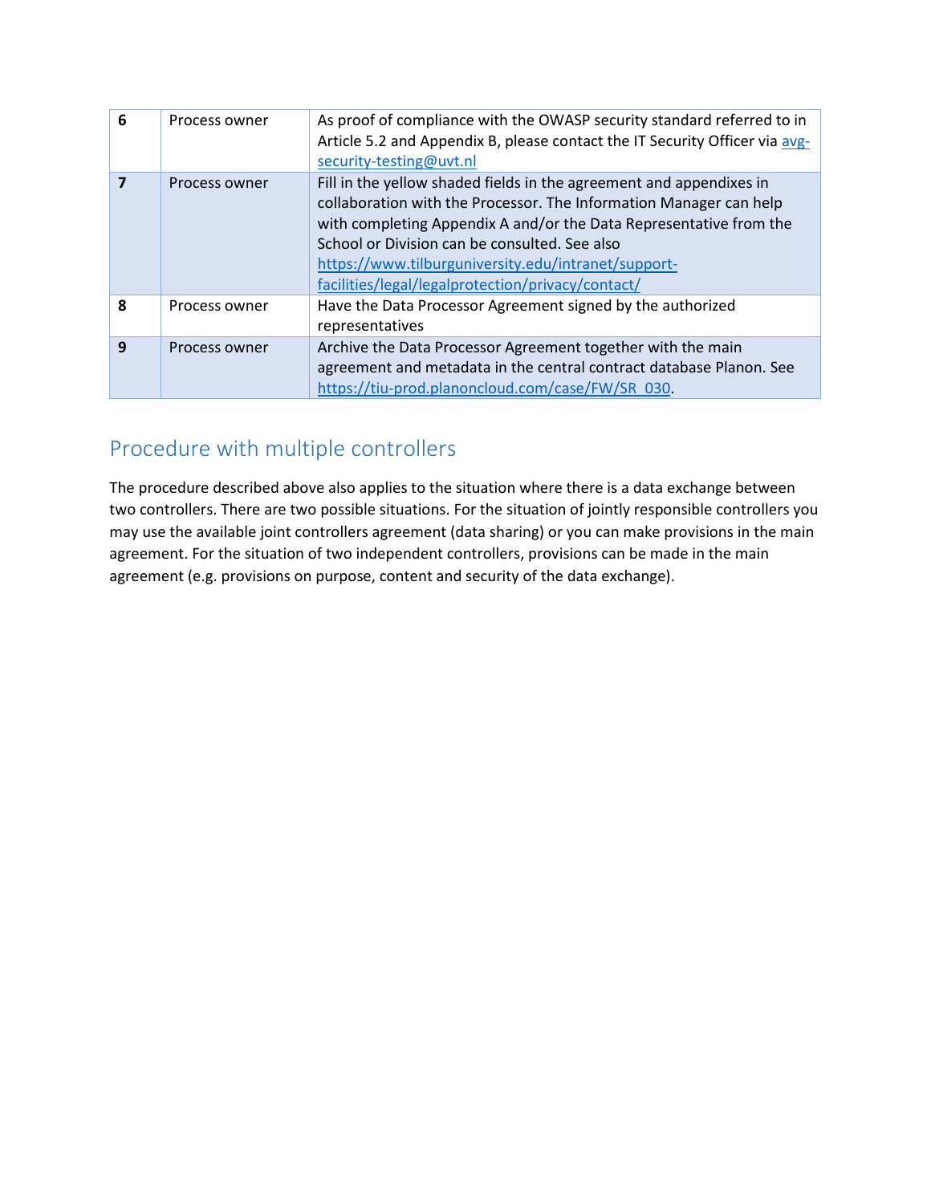| 6 | Process owner | As proof of compliance with the OWASP security standard referred to in Article 5.2 and Appendix B, please contact the IT Security Officer via avg-security-testing@uvt.nl |
|---|---|---|
| 7 | Process owner | Fill in the yellow shaded fields in the agreement and appendixes in collaboration with the Processor. The Information Manager can help with completing Appendix A and/or the Data Representative from the School or Division can be consulted. See also https://www.tilburguniversity.edu/intranet/support-facilities/legal/legalprotection/privacy/contact/ |
| 8 | Process owner | Have the Data Processor Agreement signed by the authorized representatives |
| 9 | Process owner | Archive the Data Processor Agreement together with the main agreement and metadata in the central contract database Planon. See https://tiu-prod.planoncloud.com/case/FW/SR_030. |

## Procedure with multiple controllers

The procedure described above also applies to the situation where there is a data exchange between two controllers. There are two possible situations. For the situation of jointly responsible controllers you may use the available joint controllers agreement (data sharing) or you can make provisions in the main agreement. For the situation of two independent controllers, provisions can be made in the main agreement (e.g. provisions on purpose, content and security of the data exchange).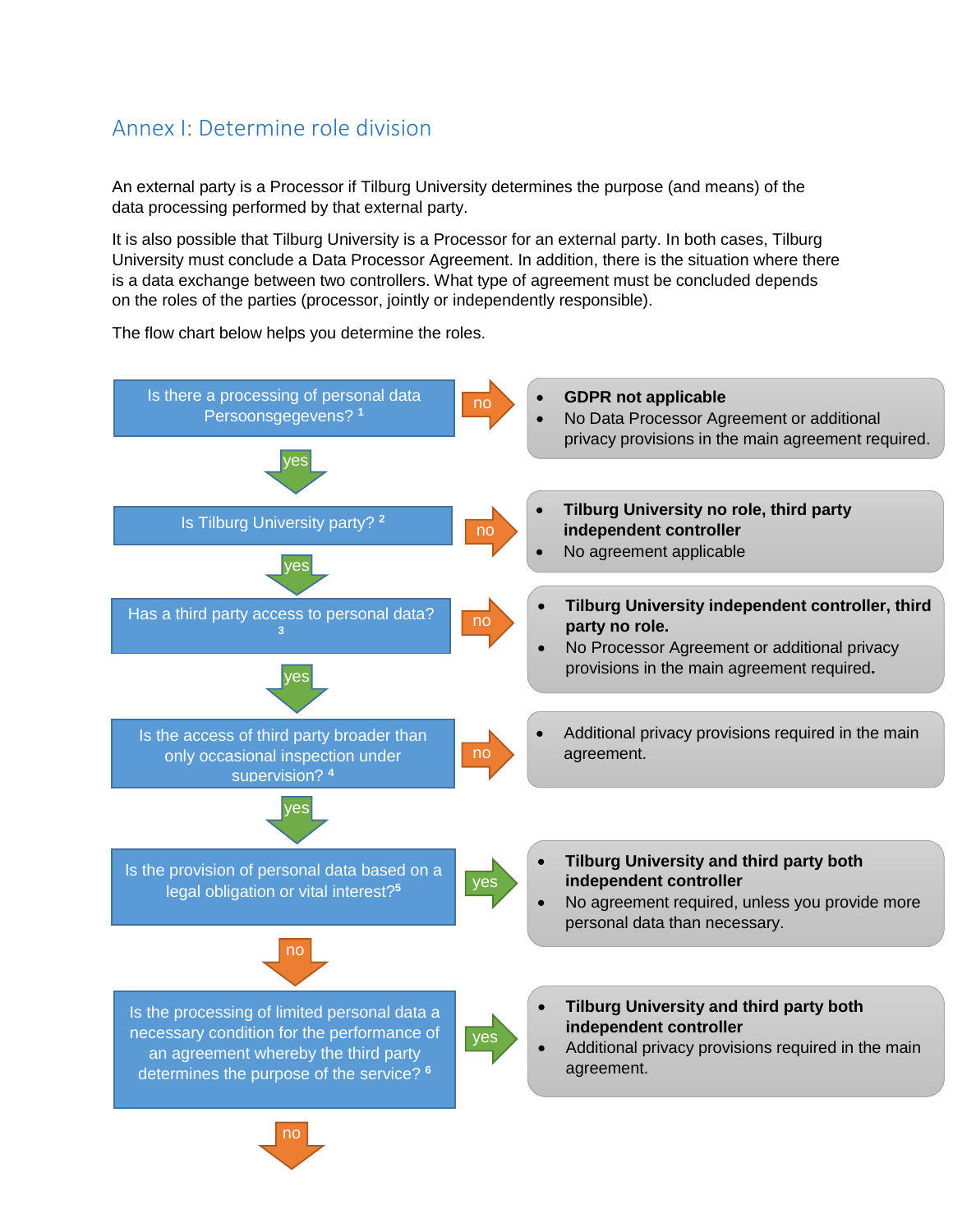## Annex I: Determine role division

An external party is a Processor if Tilburg University determines the purpose (and means) of the data processing performed by that external party.

It is also possible that Tilburg University is a Processor for an external party. In both cases, Tilburg University must conclude a Data Processor Agreement. In addition, there is the situation where there is a data exchange between two controllers. What type of agreement must be concluded depends on the roles of the parties (processor, jointly or independently responsible).

The flow chart below helps you determine the roles.

**1. Is there a processing of personal data Persoonsgegevens?** [1]

- **no** →
  - **GDPR not applicable**
  - No Data Processor Agreement or additional privacy provisions in the main agreement required.
- **yes** → go to 2

**2. Is Tilburg University party?** [2]

- **no** →
  - **Tilburg University no role, third party independent controller**
  - No agreement applicable
- **yes** → go to 3

**3. Has a third party access to personal data?** [3]

- **no** →
  - **Tilburg University independent controller, third party no role.**
  - No Processor Agreement or additional privacy provisions in the main agreement required.
- **yes** → go to 4

**4. Is the access of third party broader than only occasional inspection under supervision?** [4]

- **no** →
  - Additional privacy provisions required in the main agreement.
- **yes** → go to 5

**5. Is the provision of personal data based on a legal obligation or vital interest?** [5]

- **yes** →
  - **Tilburg University and third party both independent controller**
  - No agreement required, unless you provide more personal data than necessary.
- **no** → go to 6

**6. Is the processing of limited personal data a necessary condition for the performance of an agreement whereby the third party determines the purpose of the service?** [6]

- **yes** →
  - **Tilburg University and third party both independent controller**
  - Additional privacy provisions required in the main agreement.
- **no** ↓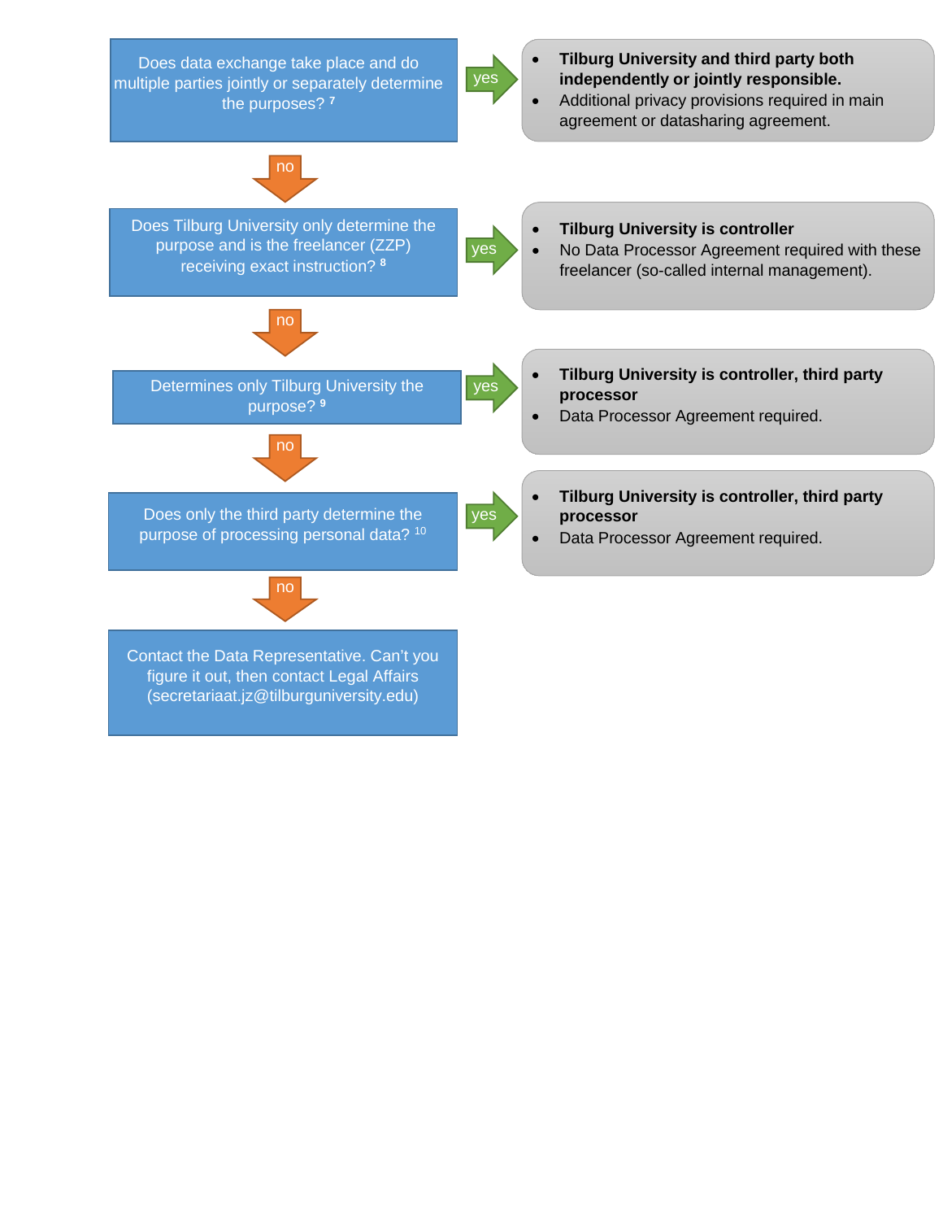Does data exchange take place and do multiple parties jointly or separately determine the purposes? [7]

**yes** →

- **Tilburg University and third party both independently or jointly responsible.**
- Additional privacy provisions required in main agreement or datasharing agreement.

**no** ↓

Does Tilburg University only determine the purpose and is the freelancer (ZZP) receiving exact instruction? [8]

**yes** →

- **Tilburg University is controller**
- No Data Processor Agreement required with these freelancer (so-called internal management).

**no** ↓

Determines only Tilburg University the purpose? [9]

**yes** →

- **Tilburg University is controller, third party processor**
- Data Processor Agreement required.

**no** ↓

Does only the third party determine the purpose of processing personal data? [10]

**yes** →

- **Tilburg University is controller, third party processor**
- Data Processor Agreement required.

**no** ↓

Contact the Data Representative. Can't you figure it out, then contact Legal Affairs (secretariaat.jz@tilburguniversity.edu)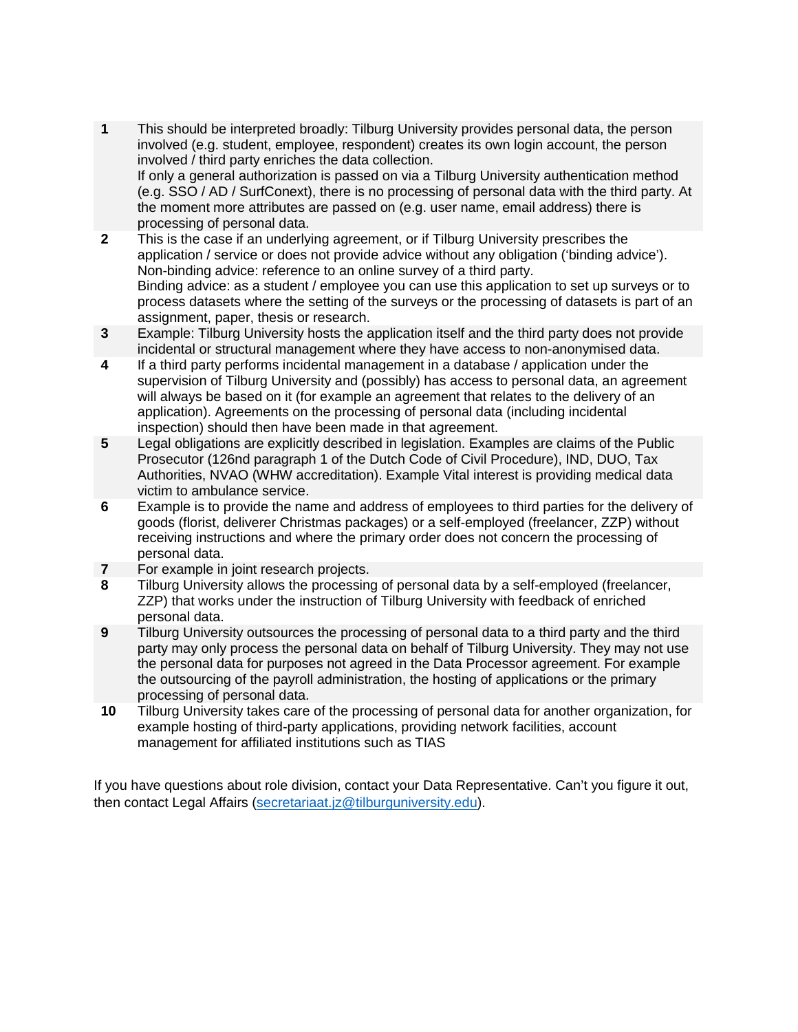| | |
|---|---|
| **1** | This should be interpreted broadly: Tilburg University provides personal data, the person involved (e.g. student, employee, respondent) creates its own login account, the person involved / third party enriches the data collection.<br>If only a general authorization is passed on via a Tilburg University authentication method (e.g. SSO / AD / SurfConext), there is no processing of personal data with the third party. At the moment more attributes are passed on (e.g. user name, email address) there is processing of personal data. |
| **2** | This is the case if an underlying agreement, or if Tilburg University prescribes the application / service or does not provide advice without any obligation ('binding advice').<br>Non-binding advice: reference to an online survey of a third party.<br>Binding advice: as a student / employee you can use this application to set up surveys or to process datasets where the setting of the surveys or the processing of datasets is part of an assignment, paper, thesis or research. |
| **3** | Example: Tilburg University hosts the application itself and the third party does not provide incidental or structural management where they have access to non-anonymised data. |
| **4** | If a third party performs incidental management in a database / application under the supervision of Tilburg University and (possibly) has access to personal data, an agreement will always be based on it (for example an agreement that relates to the delivery of an application). Agreements on the processing of personal data (including incidental inspection) should then have been made in that agreement. |
| **5** | Legal obligations are explicitly described in legislation. Examples are claims of the Public Prosecutor (126nd paragraph 1 of the Dutch Code of Civil Procedure), IND, DUO, Tax Authorities, NVAO (WHW accreditation). Example Vital interest is providing medical data victim to ambulance service. |
| **6** | Example is to provide the name and address of employees to third parties for the delivery of goods (florist, deliverer Christmas packages) or a self-employed (freelancer, ZZP) without receiving instructions and where the primary order does not concern the processing of personal data. |
| **7** | For example in joint research projects. |
| **8** | Tilburg University allows the processing of personal data by a self-employed (freelancer, ZZP) that works under the instruction of Tilburg University with feedback of enriched personal data. |
| **9** | Tilburg University outsources the processing of personal data to a third party and the third party may only process the personal data on behalf of Tilburg University. They may not use the personal data for purposes not agreed in the Data Processor agreement. For example the outsourcing of the payroll administration, the hosting of applications or the primary processing of personal data. |
| **10** | Tilburg University takes care of the processing of personal data for another organization, for example hosting of third-party applications, providing network facilities, account management for affiliated institutions such as TIAS |

If you have questions about role division, contact your Data Representative. Can't you figure it out, then contact Legal Affairs (secretariaat.jz@tilburguniversity.edu).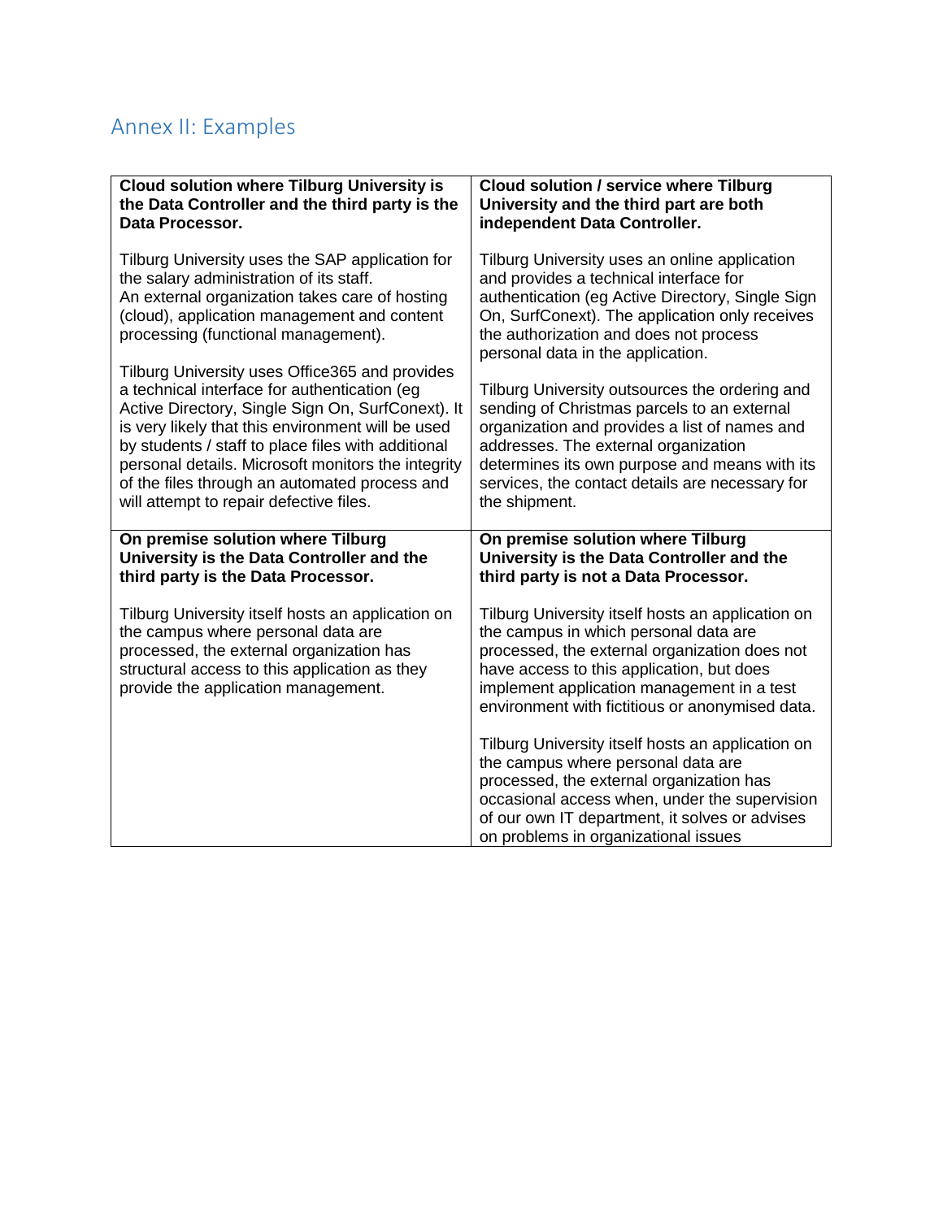## Annex II: Examples

| **Cloud solution where Tilburg University is the Data Controller and the third party is the Data Processor.** | **Cloud solution / service where Tilburg University and the third part are both independent Data Controller.** |
|---|---|
| Tilburg University uses the SAP application for the salary administration of its staff. An external organization takes care of hosting (cloud), application management and content processing (functional management).<br><br>Tilburg University uses Office365 and provides a technical interface for authentication (eg Active Directory, Single Sign On, SurfConext). It is very likely that this environment will be used by students / staff to place files with additional personal details. Microsoft monitors the integrity of the files through an automated process and will attempt to repair defective files. | Tilburg University uses an online application and provides a technical interface for authentication (eg Active Directory, Single Sign On, SurfConext). The application only receives the authorization and does not process personal data in the application.<br><br>Tilburg University outsources the ordering and sending of Christmas parcels to an external organization and provides a list of names and addresses. The external organization determines its own purpose and means with its services, the contact details are necessary for the shipment. |
| **On premise solution where Tilburg University is the Data Controller and the third party is the Data Processor.** | **On premise solution where Tilburg University is the Data Controller and the third party is not a Data Processor.** |
| Tilburg University itself hosts an application on the campus where personal data are processed, the external organization has structural access to this application as they provide the application management. | Tilburg University itself hosts an application on the campus in which personal data are processed, the external organization does not have access to this application, but does implement application management in a test environment with fictitious or anonymised data.<br><br>Tilburg University itself hosts an application on the campus where personal data are processed, the external organization has occasional access when, under the supervision of our own IT department, it solves or advises on problems in organizational issues |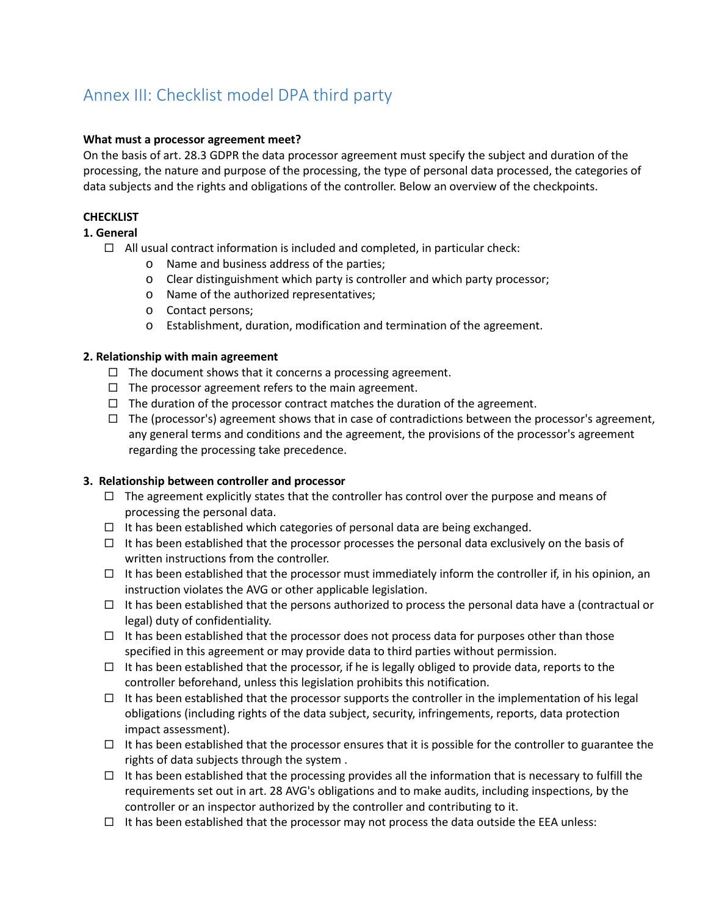## Annex III: Checklist model DPA third party

**What must a processor agreement meet?**
On the basis of art. 28.3 GDPR the data processor agreement must specify the subject and duration of the processing, the nature and purpose of the processing, the type of personal data processed, the categories of data subjects and the rights and obligations of the controller. Below an overview of the checkpoints.

**CHECKLIST**

**1. General**

- ☐ All usual contract information is included and completed, in particular check:
  - o Name and business address of the parties;
  - o Clear distinguishment which party is controller and which party processor;
  - o Name of the authorized representatives;
  - o Contact persons;
  - o Establishment, duration, modification and termination of the agreement.

**2. Relationship with main agreement**

- ☐ The document shows that it concerns a processing agreement.
- ☐ The processor agreement refers to the main agreement.
- ☐ The duration of the processor contract matches the duration of the agreement.
- ☐ The (processor's) agreement shows that in case of contradictions between the processor's agreement, any general terms and conditions and the agreement, the provisions of the processor's agreement regarding the processing take precedence.

**3. Relationship between controller and processor**

- ☐ The agreement explicitly states that the controller has control over the purpose and means of processing the personal data.
- ☐ It has been established which categories of personal data are being exchanged.
- ☐ It has been established that the processor processes the personal data exclusively on the basis of written instructions from the controller.
- ☐ It has been established that the processor must immediately inform the controller if, in his opinion, an instruction violates the AVG or other applicable legislation.
- ☐ It has been established that the persons authorized to process the personal data have a (contractual or legal) duty of confidentiality.
- ☐ It has been established that the processor does not process data for purposes other than those specified in this agreement or may provide data to third parties without permission.
- ☐ It has been established that the processor, if he is legally obliged to provide data, reports to the controller beforehand, unless this legislation prohibits this notification.
- ☐ It has been established that the processor supports the controller in the implementation of his legal obligations (including rights of the data subject, security, infringements, reports, data protection impact assessment).
- ☐ It has been established that the processor ensures that it is possible for the controller to guarantee the rights of data subjects through the system .
- ☐ It has been established that the processing provides all the information that is necessary to fulfill the requirements set out in art. 28 AVG's obligations and to make audits, including inspections, by the controller or an inspector authorized by the controller and contributing to it.
- ☐ It has been established that the processor may not process the data outside the EEA unless: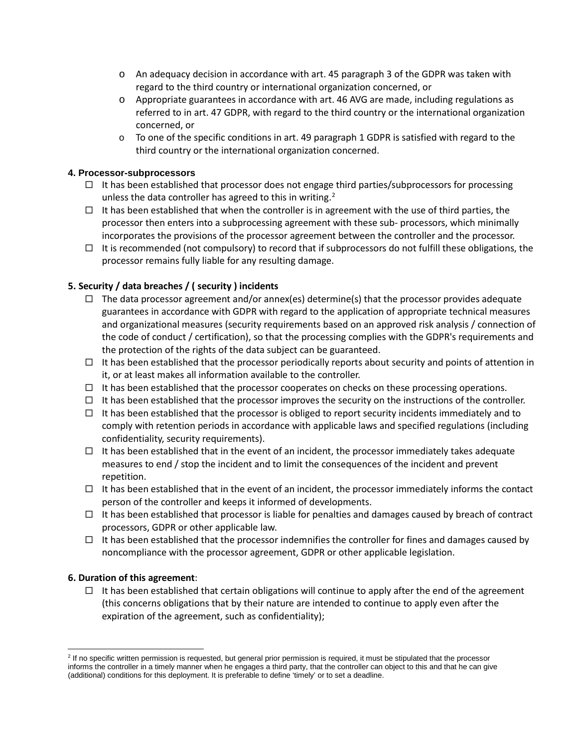- An adequacy decision in accordance with art. 45 paragraph 3 of the GDPR was taken with regard to the third country or international organization concerned, or
- Appropriate guarantees in accordance with art. 46 AVG are made, including regulations as referred to in art. 47 GDPR, with regard to the third country or the international organization concerned, or
- To one of the specific conditions in art. 49 paragraph 1 GDPR is satisfied with regard to the third country or the international organization concerned.

**4. Processor-subprocessors**

- ☐ It has been established that processor does not engage third parties/subprocessors for processing unless the data controller has agreed to this in writing.[2]
- ☐ It has been established that when the controller is in agreement with the use of third parties, the processor then enters into a subprocessing agreement with these sub- processors, which minimally incorporates the provisions of the processor agreement between the controller and the processor.
- ☐ It is recommended (not compulsory) to record that if subprocessors do not fulfill these obligations, the processor remains fully liable for any resulting damage.

**5. Security / data breaches / ( security ) incidents**

- ☐ The data processor agreement and/or annex(es) determine(s) that the processor provides adequate guarantees in accordance with GDPR with regard to the application of appropriate technical measures and organizational measures (security requirements based on an approved risk analysis / connection of the code of conduct / certification), so that the processing complies with the GDPR's requirements and the protection of the rights of the data subject can be guaranteed.
- ☐ It has been established that the processor periodically reports about security and points of attention in it, or at least makes all information available to the controller.
- ☐ It has been established that the processor cooperates on checks on these processing operations.
- ☐ It has been established that the processor improves the security on the instructions of the controller.
- ☐ It has been established that the processor is obliged to report security incidents immediately and to comply with retention periods in accordance with applicable laws and specified regulations (including confidentiality, security requirements).
- ☐ It has been established that in the event of an incident, the processor immediately takes adequate measures to end / stop the incident and to limit the consequences of the incident and prevent repetition.
- ☐ It has been established that in the event of an incident, the processor immediately informs the contact person of the controller and keeps it informed of developments.
- ☐ It has been established that processor is liable for penalties and damages caused by breach of contract processors, GDPR or other applicable law.
- ☐ It has been established that the processor indemnifies the controller for fines and damages caused by noncompliance with the processor agreement, GDPR or other applicable legislation.

**6. Duration of this agreement**:

- ☐ It has been established that certain obligations will continue to apply after the end of the agreement (this concerns obligations that by their nature are intended to continue to apply even after the expiration of the agreement, such as confidentiality);

---

[2] If no specific written permission is requested, but general prior permission is required, it must be stipulated that the processor informs the controller in a timely manner when he engages a third party, that the controller can object to this and that he can give (additional) conditions for this deployment. It is preferable to define 'timely' or to set a deadline.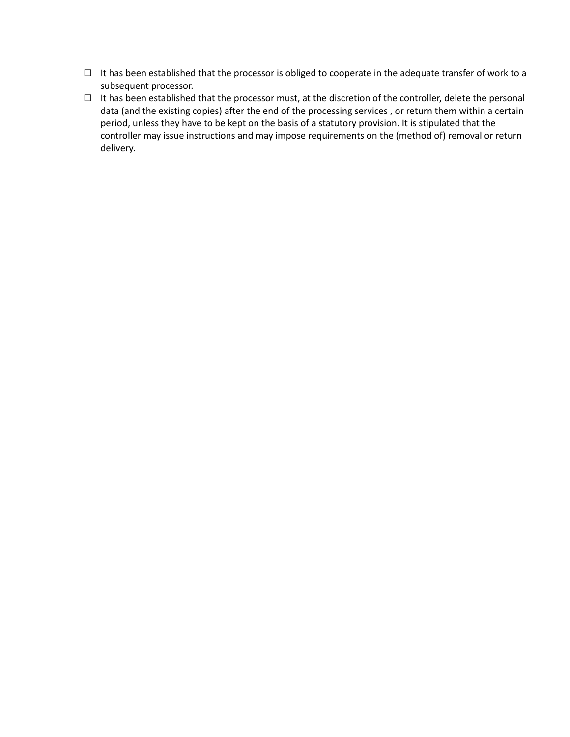- ☐ It has been established that the processor is obliged to cooperate in the adequate transfer of work to a subsequent processor.
- ☐ It has been established that the processor must, at the discretion of the controller, delete the personal data (and the existing copies) after the end of the processing services , or return them within a certain period, unless they have to be kept on the basis of a statutory provision. It is stipulated that the controller may issue instructions and may impose requirements on the (method of) removal or return delivery.